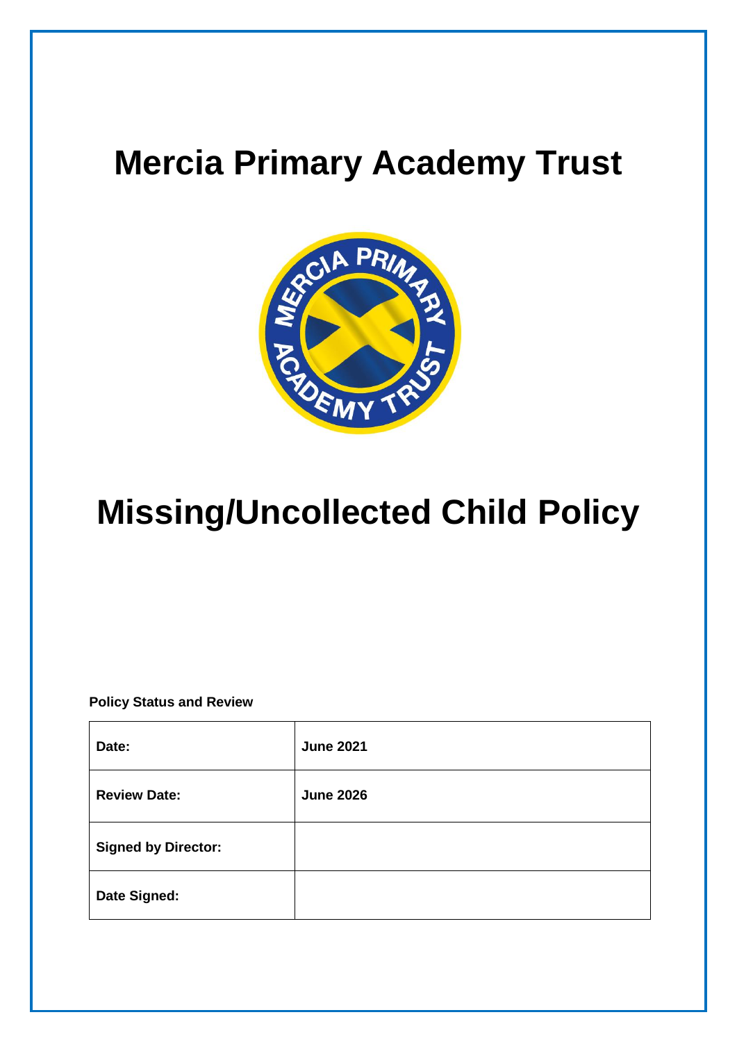# Mercia Primary Academy Trust

# Missing/Uncollected Child Policy

**Policy Status and Review**

| **Date:** | **June 2021** |
|---|---|
| **Review Date:** | **June 2026** |
| **Signed by Director:** | |
| **Date Signed:** | |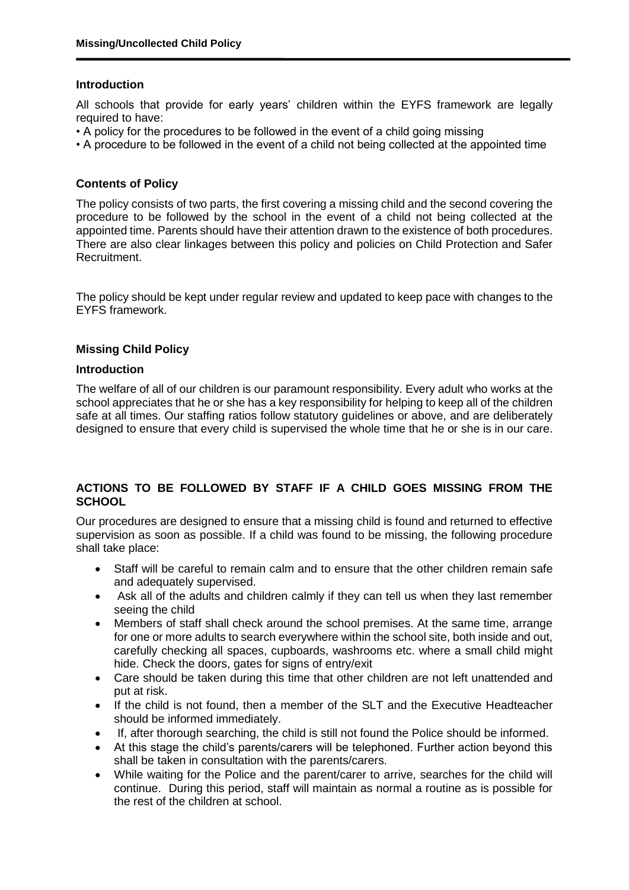## Introduction

All schools that provide for early years' children within the EYFS framework are legally required to have:

• A policy for the procedures to be followed in the event of a child going missing
• A procedure to be followed in the event of a child not being collected at the appointed time

## Contents of Policy

The policy consists of two parts, the first covering a missing child and the second covering the procedure to be followed by the school in the event of a child not being collected at the appointed time. Parents should have their attention drawn to the existence of both procedures. There are also clear linkages between this policy and policies on Child Protection and Safer Recruitment.

The policy should be kept under regular review and updated to keep pace with changes to the EYFS framework.

## Missing Child Policy

### Introduction

The welfare of all of our children is our paramount responsibility. Every adult who works at the school appreciates that he or she has a key responsibility for helping to keep all of the children safe at all times. Our staffing ratios follow statutory guidelines or above, and are deliberately designed to ensure that every child is supervised the whole time that he or she is in our care.

### ACTIONS TO BE FOLLOWED BY STAFF IF A CHILD GOES MISSING FROM THE SCHOOL

Our procedures are designed to ensure that a missing child is found and returned to effective supervision as soon as possible. If a child was found to be missing, the following procedure shall take place:

- Staff will be careful to remain calm and to ensure that the other children remain safe and adequately supervised.
- Ask all of the adults and children calmly if they can tell us when they last remember seeing the child
- Members of staff shall check around the school premises. At the same time, arrange for one or more adults to search everywhere within the school site, both inside and out, carefully checking all spaces, cupboards, washrooms etc. where a small child might hide. Check the doors, gates for signs of entry/exit
- Care should be taken during this time that other children are not left unattended and put at risk.
- If the child is not found, then a member of the SLT and the Executive Headteacher should be informed immediately.
- If, after thorough searching, the child is still not found the Police should be informed.
- At this stage the child's parents/carers will be telephoned. Further action beyond this shall be taken in consultation with the parents/carers.
- While waiting for the Police and the parent/carer to arrive, searches for the child will continue. During this period, staff will maintain as normal a routine as is possible for the rest of the children at school.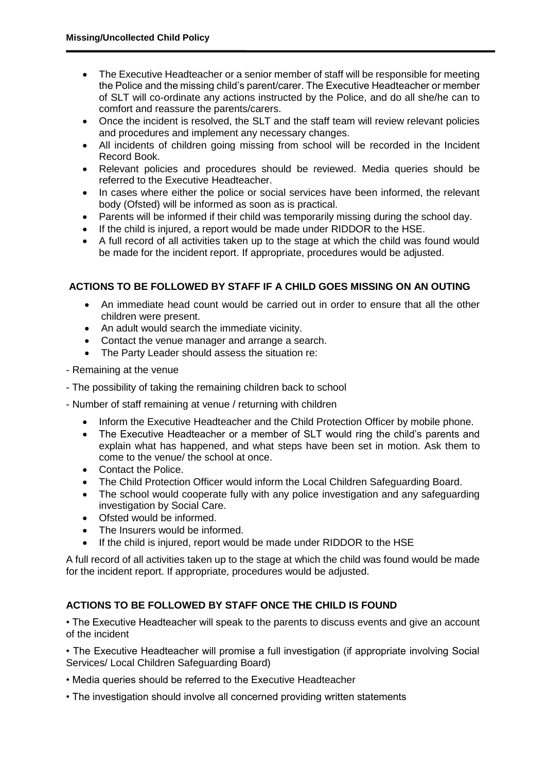- The Executive Headteacher or a senior member of staff will be responsible for meeting the Police and the missing child's parent/carer. The Executive Headteacher or member of SLT will co-ordinate any actions instructed by the Police, and do all she/he can to comfort and reassure the parents/carers.
- Once the incident is resolved, the SLT and the staff team will review relevant policies and procedures and implement any necessary changes.
- All incidents of children going missing from school will be recorded in the Incident Record Book.
- Relevant policies and procedures should be reviewed. Media queries should be referred to the Executive Headteacher.
- In cases where either the police or social services have been informed, the relevant body (Ofsted) will be informed as soon as is practical.
- Parents will be informed if their child was temporarily missing during the school day.
- If the child is injured, a report would be made under RIDDOR to the HSE.
- A full record of all activities taken up to the stage at which the child was found would be made for the incident report. If appropriate, procedures would be adjusted.

**ACTIONS TO BE FOLLOWED BY STAFF IF A CHILD GOES MISSING ON AN OUTING**

- An immediate head count would be carried out in order to ensure that all the other children were present.
- An adult would search the immediate vicinity.
- Contact the venue manager and arrange a search.
- The Party Leader should assess the situation re:

- Remaining at the venue

- The possibility of taking the remaining children back to school

- Number of staff remaining at venue / returning with children

- Inform the Executive Headteacher and the Child Protection Officer by mobile phone.
- The Executive Headteacher or a member of SLT would ring the child's parents and explain what has happened, and what steps have been set in motion. Ask them to come to the venue/ the school at once.
- Contact the Police.
- The Child Protection Officer would inform the Local Children Safeguarding Board.
- The school would cooperate fully with any police investigation and any safeguarding investigation by Social Care.
- Ofsted would be informed.
- The Insurers would be informed.
- If the child is injured, report would be made under RIDDOR to the HSE

A full record of all activities taken up to the stage at which the child was found would be made for the incident report. If appropriate, procedures would be adjusted.

**ACTIONS TO BE FOLLOWED BY STAFF ONCE THE CHILD IS FOUND**

- The Executive Headteacher will speak to the parents to discuss events and give an account of the incident
- The Executive Headteacher will promise a full investigation (if appropriate involving Social Services/ Local Children Safeguarding Board)
- Media queries should be referred to the Executive Headteacher
- The investigation should involve all concerned providing written statements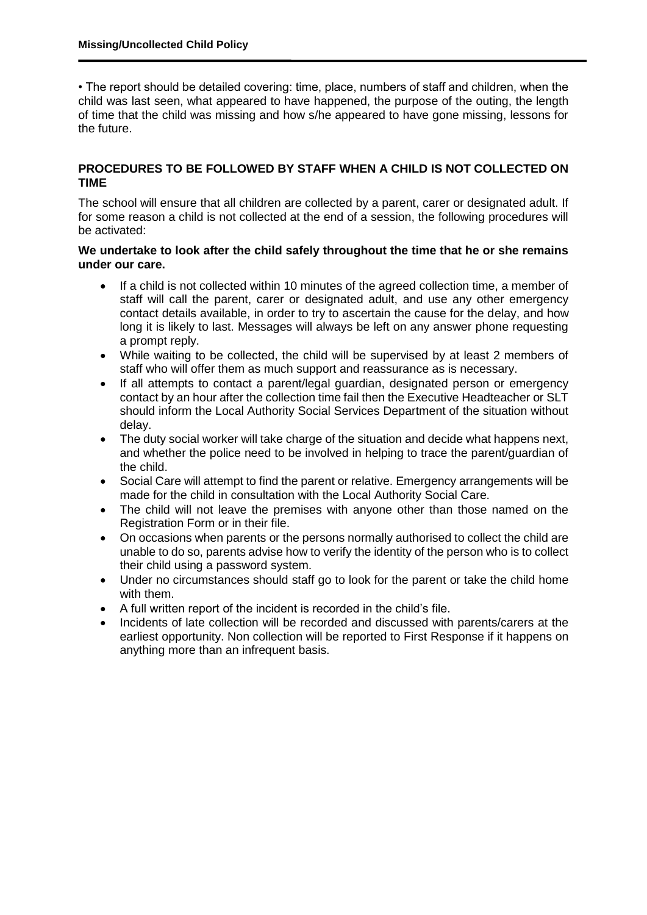• The report should be detailed covering: time, place, numbers of staff and children, when the child was last seen, what appeared to have happened, the purpose of the outing, the length of time that the child was missing and how s/he appeared to have gone missing, lessons for the future.

## PROCEDURES TO BE FOLLOWED BY STAFF WHEN A CHILD IS NOT COLLECTED ON TIME

The school will ensure that all children are collected by a parent, carer or designated adult. If for some reason a child is not collected at the end of a session, the following procedures will be activated:

**We undertake to look after the child safely throughout the time that he or she remains under our care.**

- If a child is not collected within 10 minutes of the agreed collection time, a member of staff will call the parent, carer or designated adult, and use any other emergency contact details available, in order to try to ascertain the cause for the delay, and how long it is likely to last. Messages will always be left on any answer phone requesting a prompt reply.
- While waiting to be collected, the child will be supervised by at least 2 members of staff who will offer them as much support and reassurance as is necessary.
- If all attempts to contact a parent/legal guardian, designated person or emergency contact by an hour after the collection time fail then the Executive Headteacher or SLT should inform the Local Authority Social Services Department of the situation without delay.
- The duty social worker will take charge of the situation and decide what happens next, and whether the police need to be involved in helping to trace the parent/guardian of the child.
- Social Care will attempt to find the parent or relative. Emergency arrangements will be made for the child in consultation with the Local Authority Social Care.
- The child will not leave the premises with anyone other than those named on the Registration Form or in their file.
- On occasions when parents or the persons normally authorised to collect the child are unable to do so, parents advise how to verify the identity of the person who is to collect their child using a password system.
- Under no circumstances should staff go to look for the parent or take the child home with them.
- A full written report of the incident is recorded in the child's file.
- Incidents of late collection will be recorded and discussed with parents/carers at the earliest opportunity. Non collection will be reported to First Response if it happens on anything more than an infrequent basis.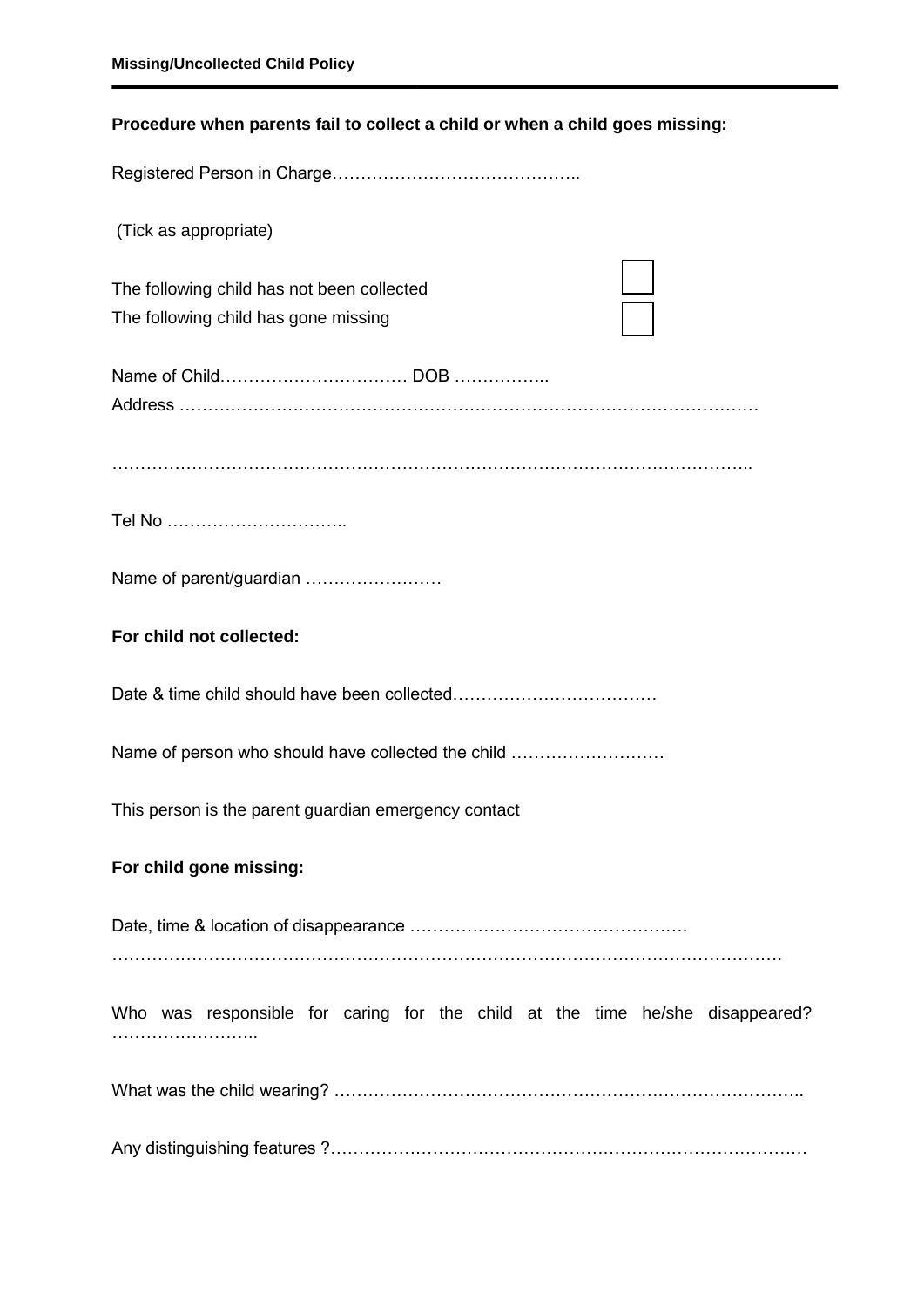**Procedure when parents fail to collect a child or when a child goes missing:**

Registered Person in Charge……………………………………..

(Tick as appropriate)

The following child has not been collected ☐

The following child has gone missing ☐

Name of Child…………………………… DOB ……………..

Address ………………………………………………………………………………………

……………………………………………………………………………………………..

Tel No …………………………..

Name of parent/guardian ……………………

**For child not collected:**

Date & time child should have been collected………………………………

Name of person who should have collected the child ………………………

This person is the parent guardian emergency contact

**For child gone missing:**

Date, time & location of disappearance ………………………………………….

……………………………………………………………………………………………….

Who was responsible for caring for the child at the time he/she disappeared? ……………………..

What was the child wearing? ………………………………………………………………………..

Any distinguishing features ?………………………………………………………………………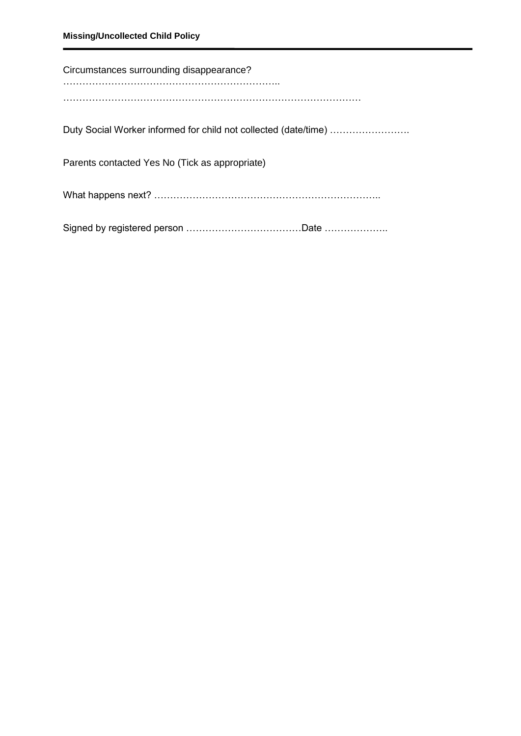Circumstances surrounding disappearance?

…………………………………………………………..

…………………………………………………………………………………

Duty Social Worker informed for child not collected (date/time) …………………….

Parents contacted Yes No (Tick as appropriate)

What happens next? ……………………………………………………………..

Signed by registered person ………………………………Date ………………..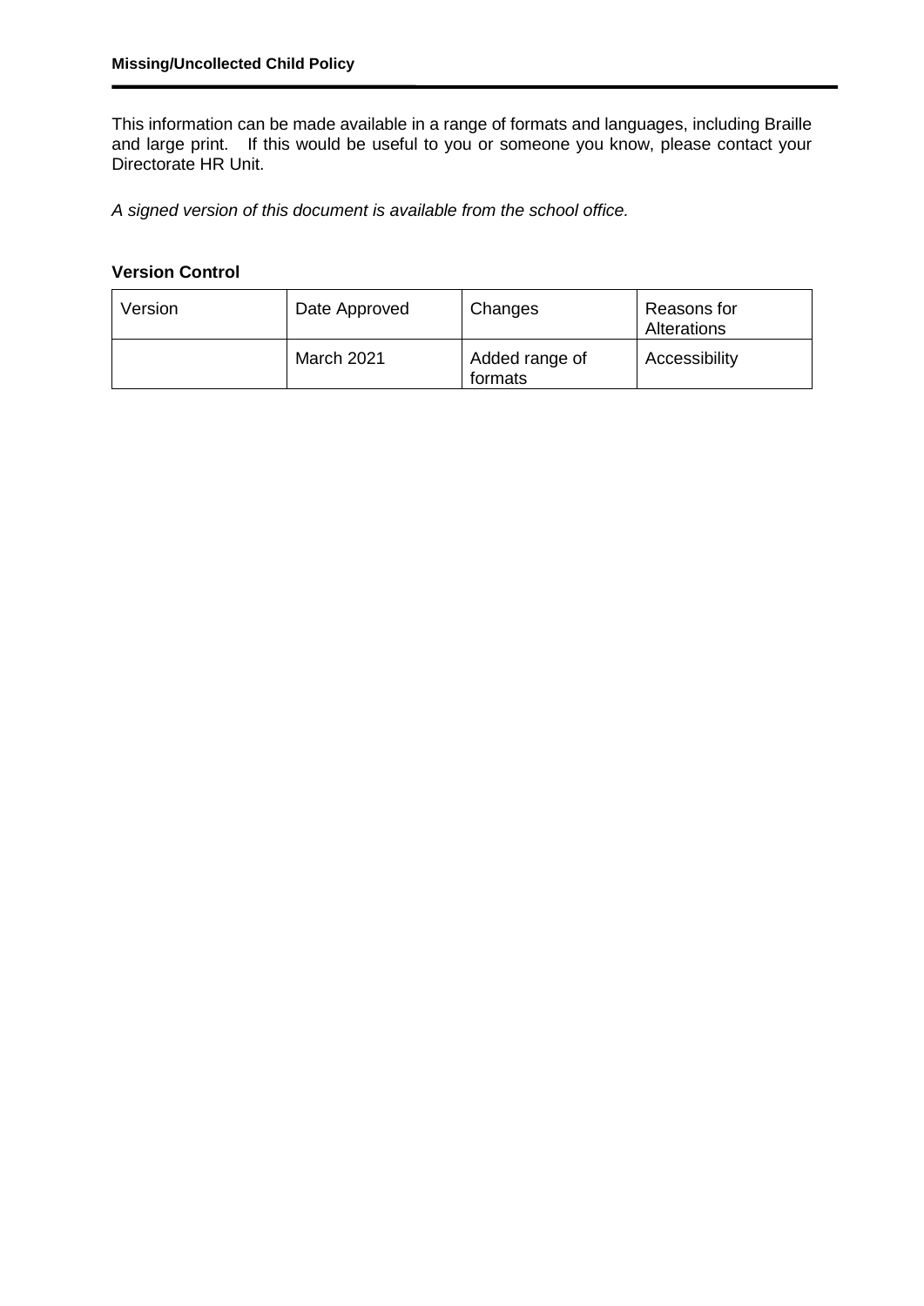This information can be made available in a range of formats and languages, including Braille and large print. If this would be useful to you or someone you know, please contact your Directorate HR Unit.

*A signed version of this document is available from the school office.*

**Version Control**

| Version | Date Approved | Changes | Reasons for Alterations |
|---|---|---|---|
| | March 2021 | Added range of formats | Accessibility |